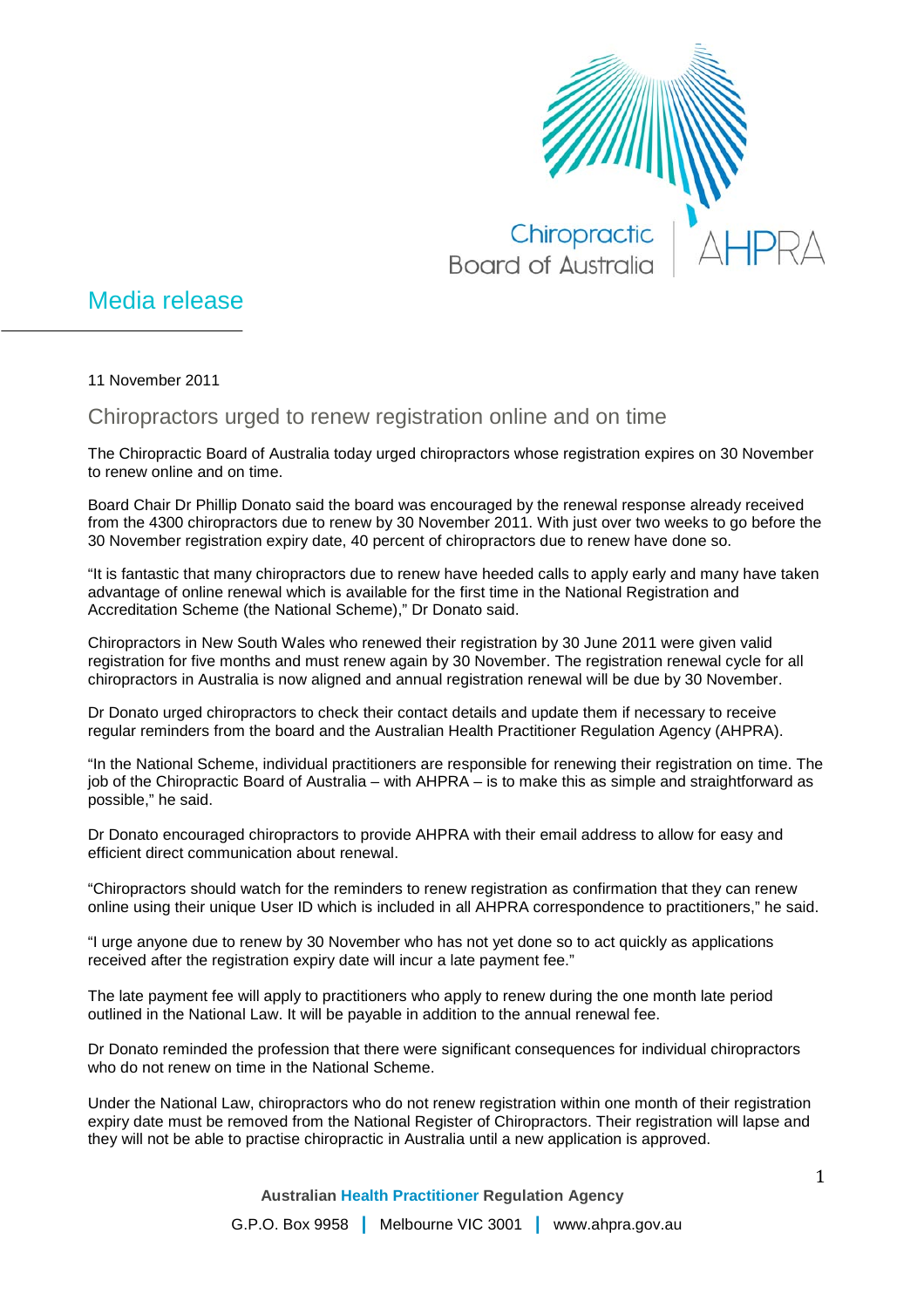# Media release

11 November 2011

## Chiropractors urged to renew registration online and on time

The Chiropractic Board of Australia today urged chiropractors whose registration expires on 30 November to renew online and on time.

Board Chair Dr Phillip Donato said the board was encouraged by the renewal response already received from the 4300 chiropractors due to renew by 30 November 2011. With just over two weeks to go before the 30 November registration expiry date, 40 percent of chiropractors due to renew have done so.

"It is fantastic that many chiropractors due to renew have heeded calls to apply early and many have taken advantage of online renewal which is available for the first time in the National Registration and Accreditation Scheme (the National Scheme)," Dr Donato said.

Chiropractors in New South Wales who renewed their registration by 30 June 2011 were given valid registration for five months and must renew again by 30 November. The registration renewal cycle for all chiropractors in Australia is now aligned and annual registration renewal will be due by 30 November.

Dr Donato urged chiropractors to check their contact details and update them if necessary to receive regular reminders from the board and the Australian Health Practitioner Regulation Agency (AHPRA).

"In the National Scheme, individual practitioners are responsible for renewing their registration on time. The job of the Chiropractic Board of Australia – with AHPRA – is to make this as simple and straightforward as possible," he said.

Dr Donato encouraged chiropractors to provide AHPRA with their email address to allow for easy and efficient direct communication about renewal.

"Chiropractors should watch for the reminders to renew registration as confirmation that they can renew online using their unique User ID which is included in all AHPRA correspondence to practitioners," he said.

"I urge anyone due to renew by 30 November who has not yet done so to act quickly as applications received after the registration expiry date will incur a late payment fee."

The late payment fee will apply to practitioners who apply to renew during the one month late period outlined in the National Law. It will be payable in addition to the annual renewal fee.

Dr Donato reminded the profession that there were significant consequences for individual chiropractors who do not renew on time in the National Scheme.

Under the National Law, chiropractors who do not renew registration within one month of their registration expiry date must be removed from the National Register of Chiropractors. Their registration will lapse and they will not be able to practise chiropractic in Australia until a new application is approved.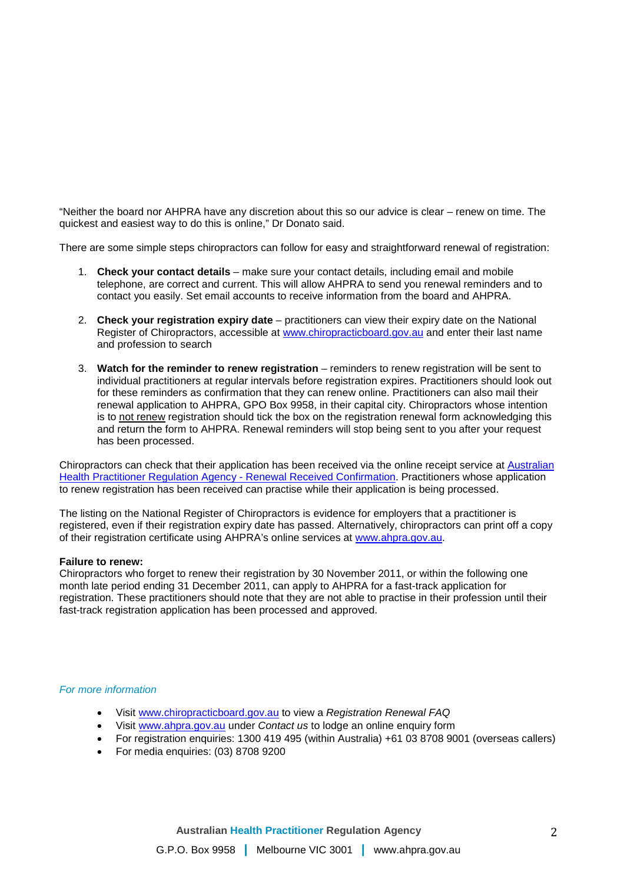"Neither the board nor AHPRA have any discretion about this so our advice is clear – renew on time. The quickest and easiest way to do this is online," Dr Donato said.

There are some simple steps chiropractors can follow for easy and straightforward renewal of registration:

1. **Check your contact details** – make sure your contact details, including email and mobile telephone, are correct and current. This will allow AHPRA to send you renewal reminders and to contact you easily. Set email accounts to receive information from the board and AHPRA.

2. **Check your registration expiry date** – practitioners can view their expiry date on the National Register of Chiropractors, accessible at [www.chiropracticboard.gov.au](http://www.chiropracticboard.gov.au) and enter their last name and profession to search

3. **Watch for the reminder to renew registration** – reminders to renew registration will be sent to individual practitioners at regular intervals before registration expires. Practitioners should look out for these reminders as confirmation that they can renew online. Practitioners can also mail their renewal application to AHPRA, GPO Box 9958, in their capital city. Chiropractors whose intention is to not renew registration should tick the box on the registration renewal form acknowledging this and return the form to AHPRA. Renewal reminders will stop being sent to you after your request has been processed.

Chiropractors can check that their application has been received via the online receipt service at Australian Health Practitioner Regulation Agency - Renewal Received Confirmation. Practitioners whose application to renew registration has been received can practise while their application is being processed.

The listing on the National Register of Chiropractors is evidence for employers that a practitioner is registered, even if their registration expiry date has passed. Alternatively, chiropractors can print off a copy of their registration certificate using AHPRA's online services at [www.ahpra.gov.au](http://www.ahpra.gov.au).

**Failure to renew:**
Chiropractors who forget to renew their registration by 30 November 2011, or within the following one month late period ending 31 December 2011, can apply to AHPRA for a fast-track application for registration. These practitioners should note that they are not able to practise in their profession until their fast-track registration application has been processed and approved.

*For more information*

- Visit [www.chiropracticboard.gov.au](http://www.chiropracticboard.gov.au) to view a *Registration Renewal FAQ*
- Visit [www.ahpra.gov.au](http://www.ahpra.gov.au) under *Contact us* to lodge an online enquiry form
- For registration enquiries: 1300 419 495 (within Australia) +61 03 8708 9001 (overseas callers)
- For media enquiries: (03) 8708 9200